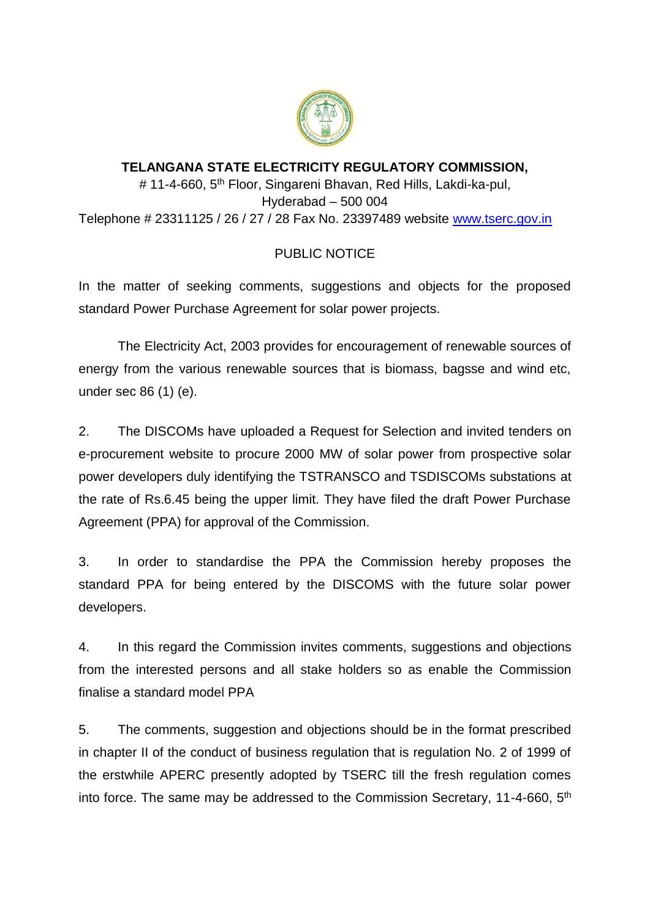**TELANGANA STATE ELECTRICITY REGULATORY COMMISSION,**

# 11-4-660, 5th Floor, Singareni Bhavan, Red Hills, Lakdi-ka-pul,
Hyderabad – 500 004
Telephone # 23311125 / 26 / 27 / 28 Fax No. 23397489 website [www.tserc.gov.in](http://www.tserc.gov.in)

PUBLIC NOTICE

In the matter of seeking comments, suggestions and objects for the proposed standard Power Purchase Agreement for solar power projects.

The Electricity Act, 2003 provides for encouragement of renewable sources of energy from the various renewable sources that is biomass, bagsse and wind etc, under sec 86 (1) (e).

2. The DISCOMs have uploaded a Request for Selection and invited tenders on e-procurement website to procure 2000 MW of solar power from prospective solar power developers duly identifying the TSTRANSCO and TSDISCOMs substations at the rate of Rs.6.45 being the upper limit. They have filed the draft Power Purchase Agreement (PPA) for approval of the Commission.

3. In order to standardise the PPA the Commission hereby proposes the standard PPA for being entered by the DISCOMS with the future solar power developers.

4. In this regard the Commission invites comments, suggestions and objections from the interested persons and all stake holders so as enable the Commission finalise a standard model PPA

5. The comments, suggestion and objections should be in the format prescribed in chapter II of the conduct of business regulation that is regulation No. 2 of 1999 of the erstwhile APERC presently adopted by TSERC till the fresh regulation comes into force. The same may be addressed to the Commission Secretary, 11-4-660, 5th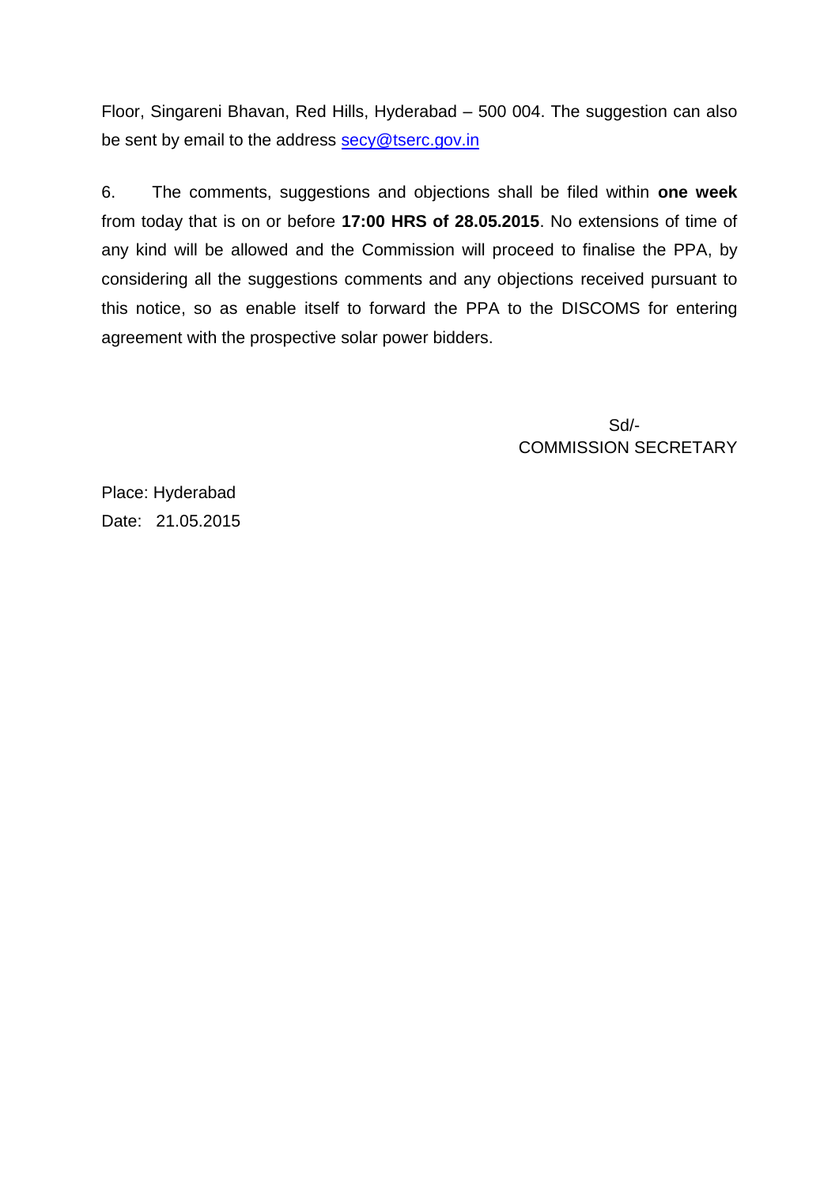Floor, Singareni Bhavan, Red Hills, Hyderabad – 500 004. The suggestion can also be sent by email to the address secy@tserc.gov.in

6. The comments, suggestions and objections shall be filed within **one week** from today that is on or before **17:00 HRS of 28.05.2015**. No extensions of time of any kind will be allowed and the Commission will proceed to finalise the PPA, by considering all the suggestions comments and any objections received pursuant to this notice, so as enable itself to forward the PPA to the DISCOMS for entering agreement with the prospective solar power bidders.

Sd/-
COMMISSION SECRETARY

Place: Hyderabad
Date: 21.05.2015